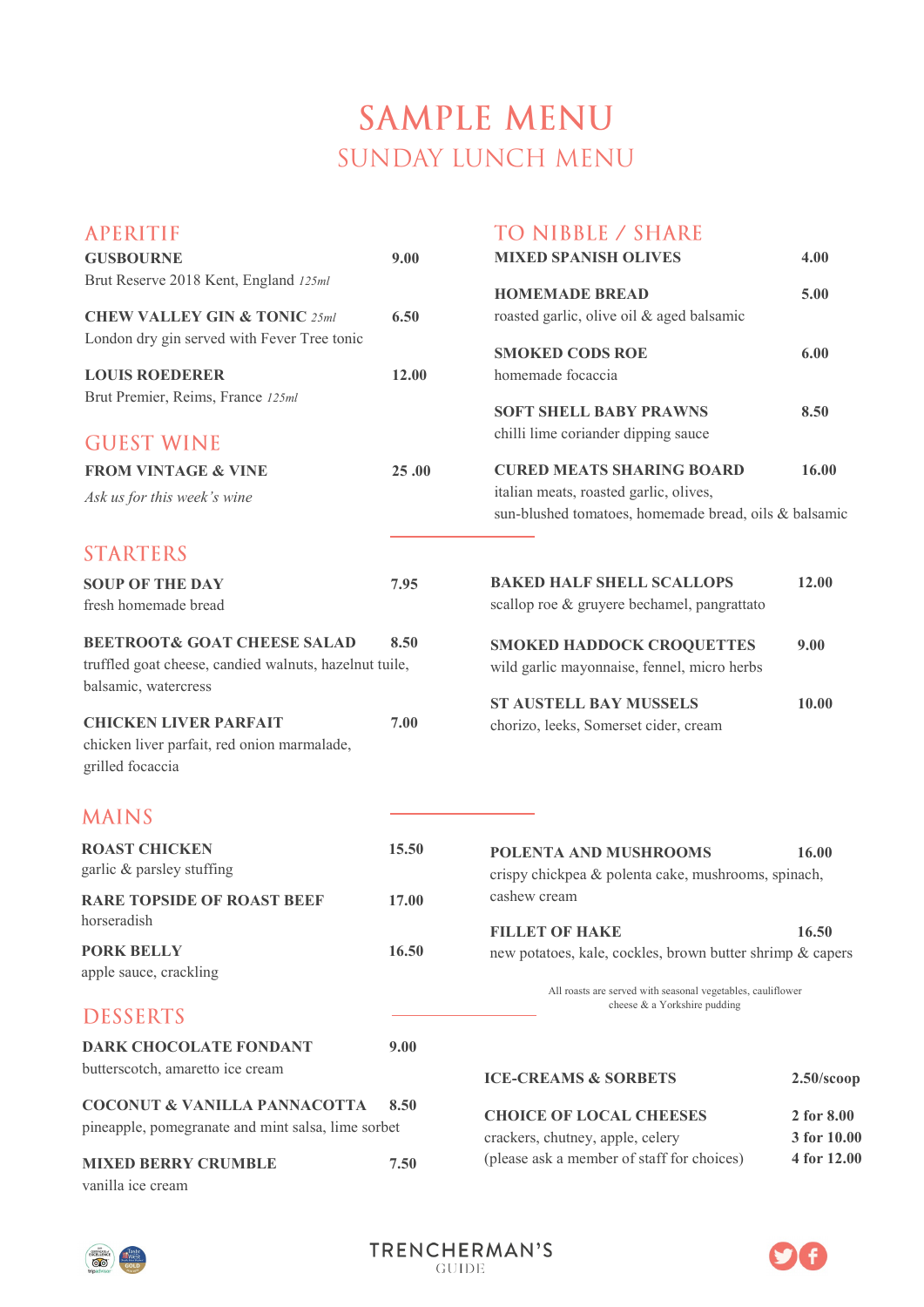# SAMPLE MENU

## SUNDAY LUNCH MENU

## APERITIF

**GUSBOURNE** 9.00
Brut Reserve 2018 Kent, England *125ml*

**CHEW VALLEY GIN & TONIC** *25ml* 6.50
London dry gin served with Fever Tree tonic

**LOUIS ROEDERER** 12.00
Brut Premier, Reims, France *125ml*

## GUEST WINE

**FROM VINTAGE & VINE** 25 .00
*Ask us for this week's wine*

## TO NIBBLE / SHARE

**MIXED SPANISH OLIVES** 4.00

**HOMEMADE BREAD** 5.00
roasted garlic, olive oil & aged balsamic

**SMOKED CODS ROE** 6.00
homemade focaccia

**SOFT SHELL BABY PRAWNS** 8.50
chilli lime coriander dipping sauce

**CURED MEATS SHARING BOARD** 16.00
italian meats, roasted garlic, olives, sun-blushed tomatoes, homemade bread, oils & balsamic

## STARTERS

**SOUP OF THE DAY** 7.95
fresh homemade bread

**BEETROOT& GOAT CHEESE SALAD** 8.50
truffled goat cheese, candied walnuts, hazelnut tuile, balsamic, watercress

**CHICKEN LIVER PARFAIT** 7.00
chicken liver parfait, red onion marmalade, grilled focaccia

**BAKED HALF SHELL SCALLOPS** 12.00
scallop roe & gruyere bechamel, pangrattato

**SMOKED HADDOCK CROQUETTES** 9.00
wild garlic mayonnaise, fennel, micro herbs

**ST AUSTELL BAY MUSSELS** 10.00
chorizo, leeks, Somerset cider, cream

## MAINS

**ROAST CHICKEN** 15.50
garlic & parsley stuffing

**RARE TOPSIDE OF ROAST BEEF** 17.00
horseradish

**PORK BELLY** 16.50
apple sauce, crackling

**POLENTA AND MUSHROOMS** 16.00
crispy chickpea & polenta cake, mushrooms, spinach, cashew cream

**FILLET OF HAKE** 16.50
new potatoes, kale, cockles, brown butter shrimp & capers

All roasts are served with seasonal vegetables, cauliflower cheese & a Yorkshire pudding

## DESSERTS

**DARK CHOCOLATE FONDANT** 9.00
butterscotch, amaretto ice cream

**COCONUT & VANILLA PANNACOTTA** 8.50
pineapple, pomegranate and mint salsa, lime sorbet

**MIXED BERRY CRUMBLE** 7.50
vanilla ice cream

**ICE-CREAMS & SORBETS** 2.50/scoop

**CHOICE OF LOCAL CHEESES** 2 for 8.00 / 3 for 10.00 / 4 for 12.00
crackers, chutney, apple, celery
(please ask a member of staff for choices)

TRENCHERMAN'S GUIDE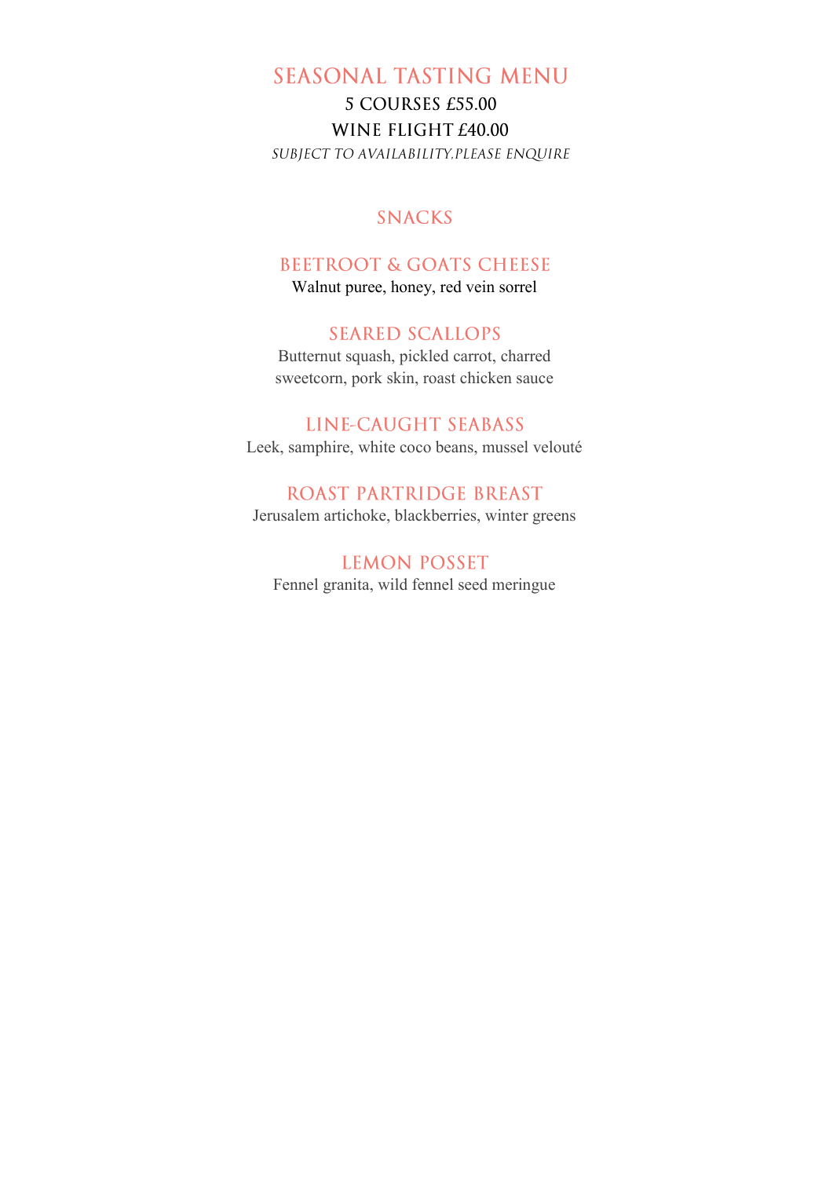# SEASONAL TASTING MENU

5 COURSES £55.00

WINE FLIGHT £40.00

*SUBJECT TO AVAILABILITY,PLEASE ENQUIRE*

## SNACKS

### BEETROOT & GOATS CHEESE

Walnut puree, honey, red vein sorrel

### SEARED SCALLOPS

Butternut squash, pickled carrot, charred sweetcorn, pork skin, roast chicken sauce

### LINE-CAUGHT SEABASS

Leek, samphire, white coco beans, mussel velouté

### ROAST PARTRIDGE BREAST

Jerusalem artichoke, blackberries, winter greens

### LEMON POSSET

Fennel granita, wild fennel seed meringue